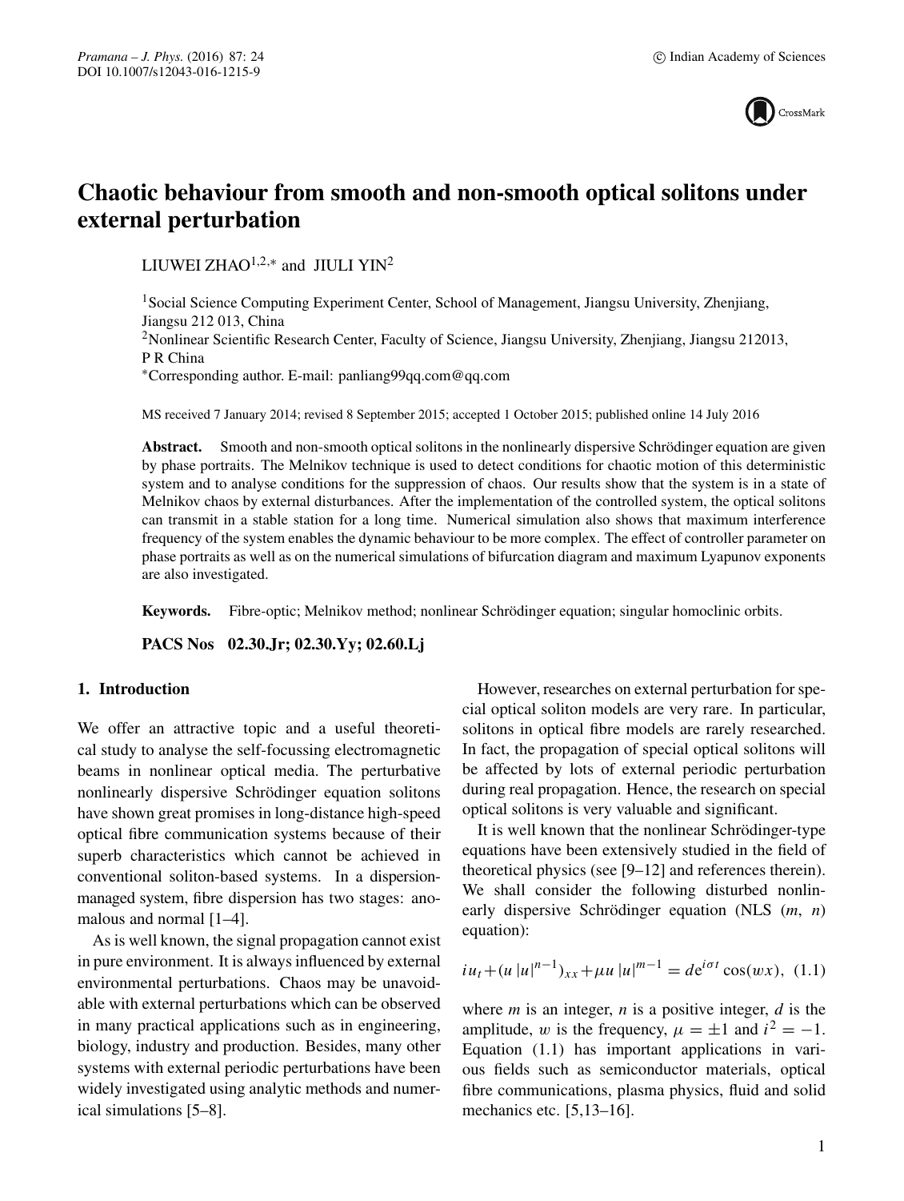# Chaotic behaviour from smooth and non-smooth optical solitons under external perturbation

LIUWEI ZHAO[1,2,*] and JIULI YIN[2]

[1]Social Science Computing Experiment Center, School of Management, Jiangsu University, Zhenjiang, Jiangsu 212 013, China

[2]Nonlinear Scientific Research Center, Faculty of Science, Jiangsu University, Zhenjiang, Jiangsu 212013, P R China

[*]Corresponding author. E-mail: panliang99qq.com@qq.com

MS received 7 January 2014; revised 8 September 2015; accepted 1 October 2015; published online 14 July 2016

**Abstract.** Smooth and non-smooth optical solitons in the nonlinearly dispersive Schrödinger equation are given by phase portraits. The Melnikov technique is used to detect conditions for chaotic motion of this deterministic system and to analyse conditions for the suppression of chaos. Our results show that the system is in a state of Melnikov chaos by external disturbances. After the implementation of the controlled system, the optical solitons can transmit in a stable station for a long time. Numerical simulation also shows that maximum interference frequency of the system enables the dynamic behaviour to be more complex. The effect of controller parameter on phase portraits as well as on the numerical simulations of bifurcation diagram and maximum Lyapunov exponents are also investigated.

**Keywords.** Fibre-optic; Melnikov method; nonlinear Schrödinger equation; singular homoclinic orbits.

**PACS Nos** **02.30.Jr; 02.30.Yy; 02.60.Lj**

## 1. Introduction

We offer an attractive topic and a useful theoretical study to analyse the self-focussing electromagnetic beams in nonlinear optical media. The perturbative nonlinearly dispersive Schrödinger equation solitons have shown great promises in long-distance high-speed optical fibre communication systems because of their superb characteristics which cannot be achieved in conventional soliton-based systems. In a dispersion-managed system, fibre dispersion has two stages: anomalous and normal [1–4].

As is well known, the signal propagation cannot exist in pure environment. It is always influenced by external environmental perturbations. Chaos may be unavoidable with external perturbations which can be observed in many practical applications such as in engineering, biology, industry and production. Besides, many other systems with external periodic perturbations have been widely investigated using analytic methods and numerical simulations [5–8].

However, researches on external perturbation for special optical soliton models are very rare. In particular, solitons in optical fibre models are rarely researched. In fact, the propagation of special optical solitons will be affected by lots of external periodic perturbation during real propagation. Hence, the research on special optical solitons is very valuable and significant.

It is well known that the nonlinear Schrödinger-type equations have been extensively studied in the field of theoretical physics (see [9–12] and references therein). We shall consider the following disturbed nonlinearly dispersive Schrödinger equation (NLS ($m$, $n$) equation):

$$iu_t+(u\,|u|^{n-1})_{xx}+\mu u\,|u|^{m-1}=d\mathrm{e}^{i\sigma t}\cos(wx),\quad (1.1)$$

where $m$ is an integer, $n$ is a positive integer, $d$ is the amplitude, $w$ is the frequency, $\mu=\pm 1$ and $i^2=-1$. Equation (1.1) has important applications in various fields such as semiconductor materials, optical fibre communications, plasma physics, fluid and solid mechanics etc. [5,13–16].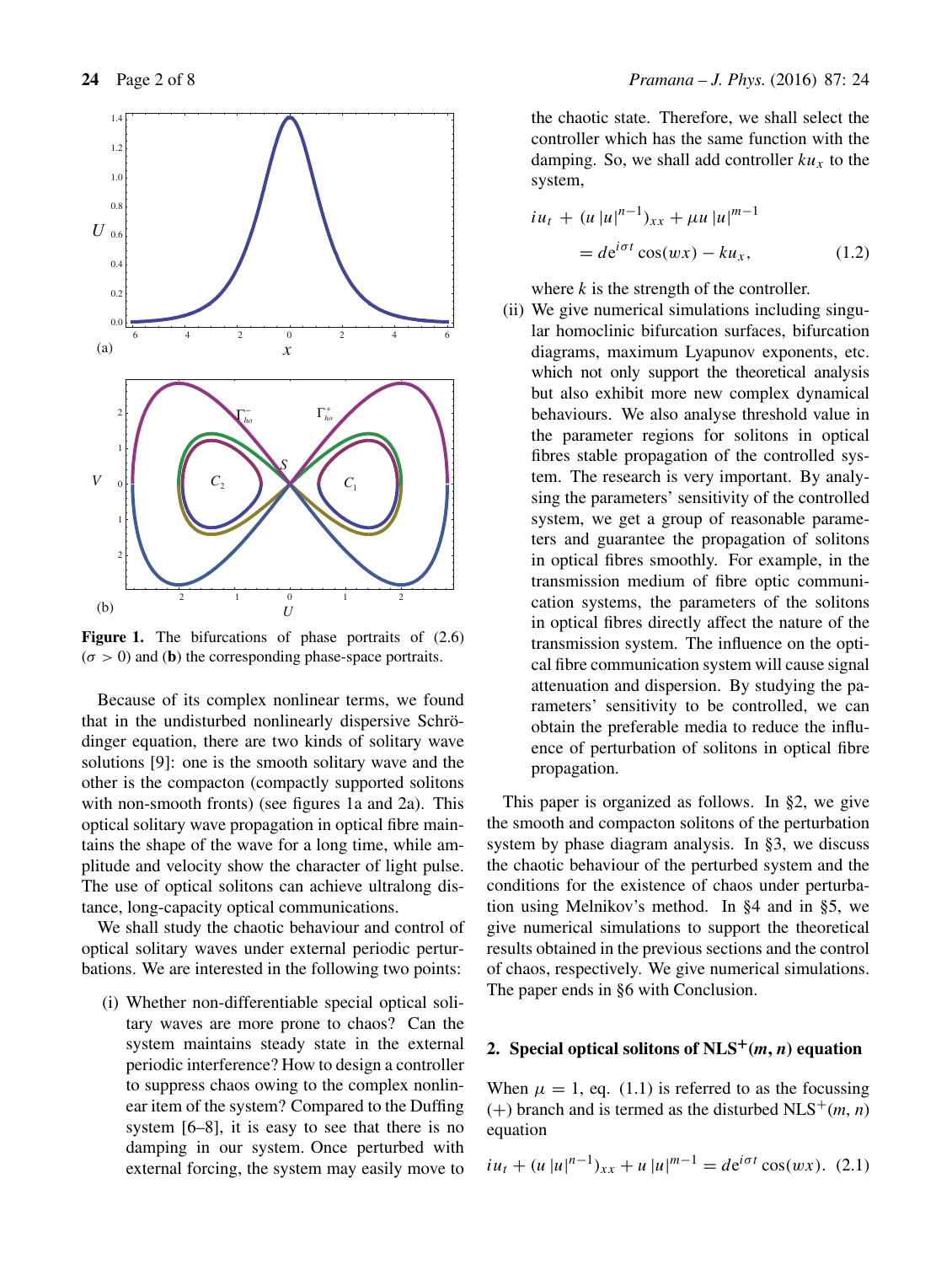**Figure 1.** The bifurcations of phase portraits of (2.6) ($\sigma > 0$) and (**b**) the corresponding phase-space portraits.

Because of its complex nonlinear terms, we found that in the undisturbed nonlinearly dispersive Schrödinger equation, there are two kinds of solitary wave solutions [9]: one is the smooth solitary wave and the other is the compacton (compactly supported solitons with non-smooth fronts) (see figures 1a and 2a). This optical solitary wave propagation in optical fibre maintains the shape of the wave for a long time, while amplitude and velocity show the character of light pulse. The use of optical solitons can achieve ultralong distance, long-capacity optical communications.

We shall study the chaotic behaviour and control of optical solitary waves under external periodic perturbations. We are interested in the following two points:

(i) Whether non-differentiable special optical solitary waves are more prone to chaos? Can the system maintains steady state in the external periodic interference? How to design a controller to suppress chaos owing to the complex nonlinear item of the system? Compared to the Duffing system [6–8], it is easy to see that there is no damping in our system. Once perturbed with external forcing, the system may easily move to the chaotic state. Therefore, we shall select the controller which has the same function with the damping. So, we shall add controller $ku_x$ to the system,

$$iu_t + (u\,|u|^{n-1})_{xx} + \mu u\,|u|^{m-1} = d\mathrm{e}^{i\sigma t}\cos(wx) - ku_x, \tag{1.2}$$

where $k$ is the strength of the controller.

(ii) We give numerical simulations including singular homoclinic bifurcation surfaces, bifurcation diagrams, maximum Lyapunov exponents, etc. which not only support the theoretical analysis but also exhibit more new complex dynamical behaviours. We also analyse threshold value in the parameter regions for solitons in optical fibres stable propagation of the controlled system. The research is very important. By analysing the parameters' sensitivity of the controlled system, we get a group of reasonable parameters and guarantee the propagation of solitons in optical fibres smoothly. For example, in the transmission medium of fibre optic communication systems, the parameters of the solitons in optical fibres directly affect the nature of the transmission system. The influence on the optical fibre communication system will cause signal attenuation and dispersion. By studying the parameters' sensitivity to be controlled, we can obtain the preferable media to reduce the influence of perturbation of solitons in optical fibre propagation.

This paper is organized as follows. In §2, we give the smooth and compacton solitons of the perturbation system by phase diagram analysis. In §3, we discuss the chaotic behaviour of the perturbed system and the conditions for the existence of chaos under perturbation using Melnikov's method. In §4 and in §5, we give numerical simulations to support the theoretical results obtained in the previous sections and the control of chaos, respectively. We give numerical simulations. The paper ends in §6 with Conclusion.

## 2. Special optical solitons of NLS$^+$($m$, $n$) equation

When $\mu = 1$, eq. (1.1) is referred to as the focussing (+) branch and is termed as the disturbed NLS$^+$($m$, $n$) equation

$$iu_t + (u\,|u|^{n-1})_{xx} + u\,|u|^{m-1} = d\mathrm{e}^{i\sigma t}\cos(wx). \tag{2.1}$$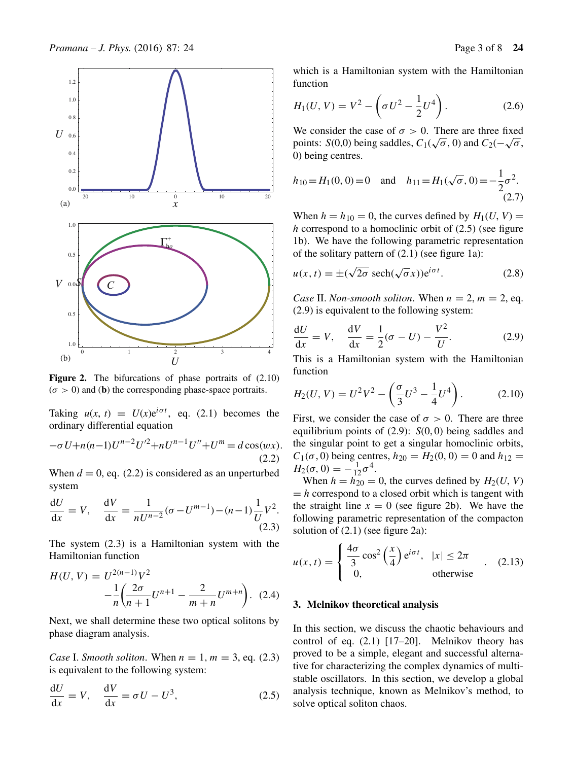Figure 2. The bifurcations of phase portraits of (2.10) ($\sigma > 0$) and (**b**) the corresponding phase-space portraits.

Taking $u(x, t) = U(x)e^{i\sigma t}$, eq. (2.1) becomes the ordinary differential equation

$$-\sigma U + n(n-1)U^{n-2}U'^2 + nU^{n-1}U'' + U^m = d\cos(wx). \tag{2.2}$$

When $d = 0$, eq. (2.2) is considered as an unperturbed system

$$\frac{dU}{dx} = V, \quad \frac{dV}{dx} = \frac{1}{nU^{n-2}}(\sigma - U^{m-1}) - (n-1)\frac{1}{U}V^2. \tag{2.3}$$

The system (2.3) is a Hamiltonian system with the Hamiltonian function

$$H(U, V) = U^{2(n-1)}V^2 - \frac{1}{n}\left(\frac{2\sigma}{n+1}U^{n+1} - \frac{2}{m+n}U^{m+n}\right). \tag{2.4}$$

Next, we shall determine these two optical solitons by phase diagram analysis.

*Case* I. *Smooth soliton*. When $n = 1$, $m = 3$, eq. (2.3) is equivalent to the following system:

$$\frac{dU}{dx} = V, \quad \frac{dV}{dx} = \sigma U - U^3, \tag{2.5}$$

which is a Hamiltonian system with the Hamiltonian function

$$H_1(U, V) = V^2 - \left(\sigma U^2 - \frac{1}{2}U^4\right). \tag{2.6}$$

We consider the case of $\sigma > 0$. There are three fixed points: $S(0,0)$ being saddles, $C_1(\sqrt{\sigma}, 0)$ and $C_2(-\sqrt{\sigma}, 0)$ being centres.

$$h_{10} = H_1(0, 0) = 0 \quad \text{and} \quad h_{11} = H_1(\sqrt{\sigma}, 0) = -\frac{1}{2}\sigma^2. \tag{2.7}$$

When $h = h_{10} = 0$, the curves defined by $H_1(U, V) = h$ correspond to a homoclinic orbit of (2.5) (see figure 1b). We have the following parametric representation of the solitary pattern of (2.1) (see figure 1a):

$$u(x, t) = \pm(\sqrt{2\sigma}\ \mathrm{sech}(\sqrt{\sigma}x))e^{i\sigma t}. \tag{2.8}$$

*Case* II. *Non-smooth soliton*. When $n = 2$, $m = 2$, eq. (2.9) is equivalent to the following system:

$$\frac{dU}{dx} = V, \quad \frac{dV}{dx} = \frac{1}{2}(\sigma - U) - \frac{V^2}{U}. \tag{2.9}$$

This is a Hamiltonian system with the Hamiltonian function

$$H_2(U, V) = U^2V^2 - \left(\frac{\sigma}{3}U^3 - \frac{1}{4}U^4\right). \tag{2.10}$$

First, we consider the case of $\sigma > 0$. There are three equilibrium points of (2.9): $S(0, 0)$ being saddles and the singular point to get a singular homoclinic orbits, $C_1(\sigma, 0)$ being centres, $h_{20} = H_2(0, 0) = 0$ and $h_{12} = H_2(\sigma, 0) = -\frac{1}{12}\sigma^4$.

When $h = h_{20} = 0$, the curves defined by $H_2(U, V) = h$ correspond to a closed orbit which is tangent with the straight line $x = 0$ (see figure 2b). We have the following parametric representation of the compacton solution of (2.1) (see figure 2a):

$$u(x, t) = \begin{cases} \dfrac{4\sigma}{3}\cos^2\left(\dfrac{x}{4}\right)e^{i\sigma t}, & |x| \le 2\pi \\ 0, & \text{otherwise} \end{cases}. \tag{2.13}$$

## 3. Melnikov theoretical analysis

In this section, we discuss the chaotic behaviours and control of eq. (2.1) [17–20]. Melnikov theory has proved to be a simple, elegant and successful alternative for characterizing the complex dynamics of multi-stable oscillators. In this section, we develop a global analysis technique, known as Melnikov's method, to solve optical soliton chaos.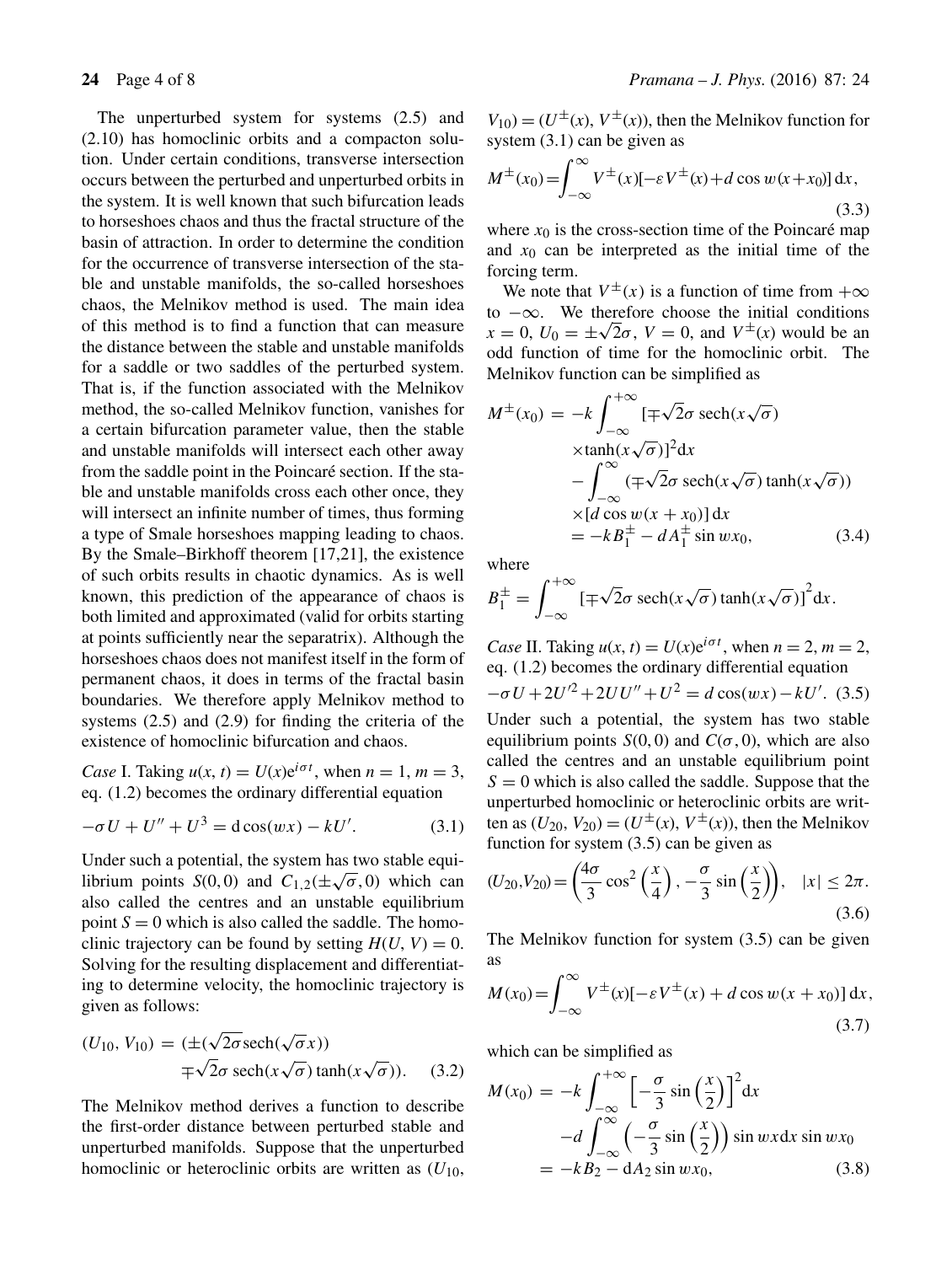The unperturbed system for systems (2.5) and (2.10) has homoclinic orbits and a compacton solution. Under certain conditions, transverse intersection occurs between the perturbed and unperturbed orbits in the system. It is well known that such bifurcation leads to horseshoes chaos and thus the fractal structure of the basin of attraction. In order to determine the condition for the occurrence of transverse intersection of the stable and unstable manifolds, the so-called horseshoes chaos, the Melnikov method is used. The main idea of this method is to find a function that can measure the distance between the stable and unstable manifolds for a saddle or two saddles of the perturbed system. That is, if the function associated with the Melnikov method, the so-called Melnikov function, vanishes for a certain bifurcation parameter value, then the stable and unstable manifolds will intersect each other away from the saddle point in the Poincaré section. If the stable and unstable manifolds cross each other once, they will intersect an infinite number of times, thus forming a type of Smale horseshoes mapping leading to chaos. By the Smale–Birkhoff theorem [17,21], the existence of such orbits results in chaotic dynamics. As is well known, this prediction of the appearance of chaos is both limited and approximated (valid for orbits starting at points sufficiently near the separatrix). Although the horseshoes chaos does not manifest itself in the form of permanent chaos, it does in terms of the fractal basin boundaries. We therefore apply Melnikov method to systems (2.5) and (2.9) for finding the criteria of the existence of homoclinic bifurcation and chaos.

*Case* I. Taking $u(x,t) = U(x)e^{i\sigma t}$, when $n = 1$, $m = 3$, eq. (1.2) becomes the ordinary differential equation

$$-\sigma U + U'' + U^3 = \mathrm{d}\cos(wx) - kU'. \tag{3.1}$$

Under such a potential, the system has two stable equilibrium points $S(0,0)$ and $C_{1,2}(\pm\sqrt{\sigma}, 0)$ which can also called the centres and an unstable equilibrium point $S = 0$ which is also called the saddle. The homoclinic trajectory can be found by setting $H(U, V) = 0$. Solving for the resulting displacement and differentiating to determine velocity, the homoclinic trajectory is given as follows:

$$\begin{aligned}(U_{10}, V_{10}) = {} & (\pm(\sqrt{2\sigma}\mathrm{sech}(\sqrt{\sigma}x)) \\ & \mp\sqrt{2}\sigma\,\mathrm{sech}(x\sqrt{\sigma})\tanh(x\sqrt{\sigma})).\end{aligned} \tag{3.2}$$

The Melnikov method derives a function to describe the first-order distance between perturbed stable and unperturbed manifolds. Suppose that the unperturbed homoclinic or heteroclinic orbits are written as $(U_{10}, V_{10}) = (U^{\pm}(x), V^{\pm}(x))$, then the Melnikov function for system (3.1) can be given as

$$M^{\pm}(x_0) = \int_{-\infty}^{\infty} V^{\pm}(x)[-\varepsilon V^{\pm}(x) + d\cos w(x + x_0)]\,\mathrm{d}x, \tag{3.3}$$

where $x_0$ is the cross-section time of the Poincaré map and $x_0$ can be interpreted as the initial time of the forcing term.

We note that $V^{\pm}(x)$ is a function of time from $+\infty$ to $-\infty$. We therefore choose the initial conditions $x = 0$, $U_0 = \pm\sqrt{2}\sigma$, $V = 0$, and $V^{\pm}(x)$ would be an odd function of time for the homoclinic orbit. The Melnikov function can be simplified as

$$\begin{aligned}M^{\pm}(x_0) = {} & -k\int_{-\infty}^{+\infty}[\mp\sqrt{2}\sigma\,\mathrm{sech}(x\sqrt{\sigma}) \\ & \times\tanh(x\sqrt{\sigma})]^2\mathrm{d}x \\ & -\int_{-\infty}^{\infty}(\mp\sqrt{2}\sigma\,\mathrm{sech}(x\sqrt{\sigma})\tanh(x\sqrt{\sigma})) \\ & \times[d\cos w(x + x_0)]\,\mathrm{d}x \\ = {} & -kB_1^{\pm} - dA_1^{\pm}\sin wx_0,\end{aligned} \tag{3.4}$$

where

$$B_1^{\pm} = \int_{-\infty}^{+\infty}[\mp\sqrt{2}\sigma\,\mathrm{sech}(x\sqrt{\sigma})\tanh(x\sqrt{\sigma})]^2\mathrm{d}x.$$

*Case* II. Taking $u(x,t) = U(x)e^{i\sigma t}$, when $n = 2$, $m = 2$, eq. (1.2) becomes the ordinary differential equation

$$-\sigma U + 2U'^2 + 2UU'' + U^2 = d\cos(wx) - kU'. \tag{3.5}$$

Under such a potential, the system has two stable equilibrium points $S(0,0)$ and $C(\sigma, 0)$, which are also called the centres and an unstable equilibrium point $S = 0$ which is also called the saddle. Suppose that the unperturbed homoclinic or heteroclinic orbits are written as $(U_{20}, V_{20}) = (U^{\pm}(x), V^{\pm}(x))$, then the Melnikov function for system (3.5) can be given as

$$(U_{20}, V_{20}) = \left(\frac{4\sigma}{3}\cos^2\left(\frac{x}{4}\right), -\frac{\sigma}{3}\sin\left(\frac{x}{2}\right)\right), \quad |x| \le 2\pi. \tag{3.6}$$

The Melnikov function for system (3.5) can be given as

$$M(x_0) = \int_{-\infty}^{\infty} V^{\pm}(x)[-\varepsilon V^{\pm}(x) + d\cos w(x + x_0)]\,\mathrm{d}x, \tag{3.7}$$

which can be simplified as

$$\begin{aligned}M(x_0) = {} & -k\int_{-\infty}^{+\infty}\left[-\frac{\sigma}{3}\sin\left(\frac{x}{2}\right)\right]^2\mathrm{d}x \\ & -d\int_{-\infty}^{\infty}\left(-\frac{\sigma}{3}\sin\left(\frac{x}{2}\right)\right)\sin wx\mathrm{d}x\sin wx_0 \\ = {} & -kB_2 - \mathrm{d}A_2\sin wx_0,\end{aligned} \tag{3.8}$$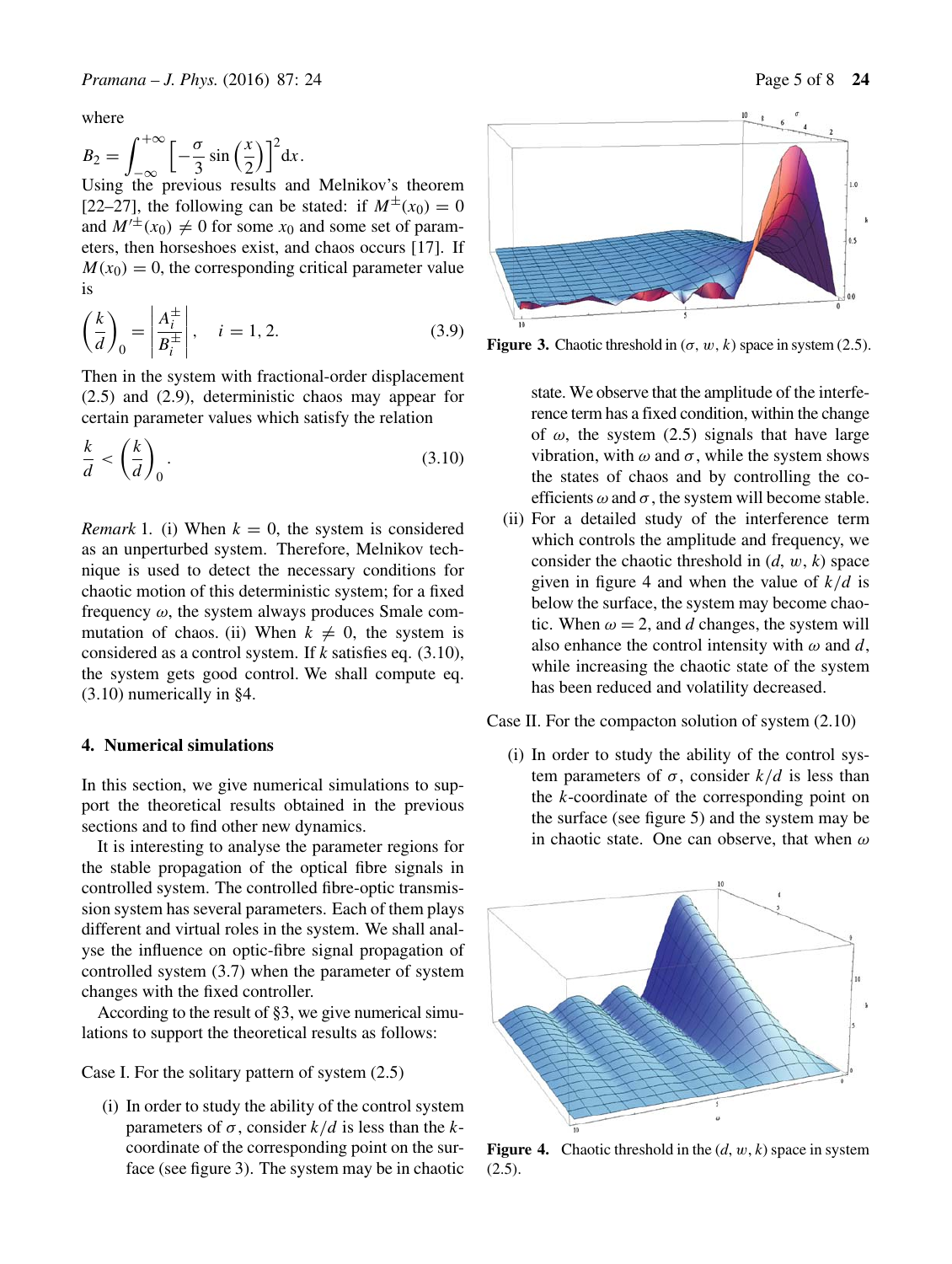where

$$B_2 = \int_{-\infty}^{+\infty} \left[ -\frac{\sigma}{3} \sin\left(\frac{x}{2}\right) \right]^2 \mathrm{d}x.$$

Using the previous results and Melnikov's theorem [22–27], the following can be stated: if $M^{\pm}(x_0) = 0$ and $M'^{\pm}(x_0) \neq 0$ for some $x_0$ and some set of parameters, then horseshoes exist, and chaos occurs [17]. If $M(x_0) = 0$, the corresponding critical parameter value is

$$\left(\frac{k}{d}\right)_0 = \left|\frac{A_i^{\pm}}{B_i^{\pm}}\right|, \quad i = 1, 2. \tag{3.9}$$

Then in the system with fractional-order displacement (2.5) and (2.9), deterministic chaos may appear for certain parameter values which satisfy the relation

$$\frac{k}{d} < \left(\frac{k}{d}\right)_0. \tag{3.10}$$

*Remark* 1. (i) When $k = 0$, the system is considered as an unperturbed system. Therefore, Melnikov technique is used to detect the necessary conditions for chaotic motion of this deterministic system; for a fixed frequency $\omega$, the system always produces Smale commutation of chaos. (ii) When $k \neq 0$, the system is considered as a control system. If $k$ satisfies eq. (3.10), the system gets good control. We shall compute eq. (3.10) numerically in §4.

## 4. Numerical simulations

In this section, we give numerical simulations to support the theoretical results obtained in the previous sections and to find other new dynamics.

It is interesting to analyse the parameter regions for the stable propagation of the optical fibre signals in controlled system. The controlled fibre-optic transmission system has several parameters. Each of them plays different and virtual roles in the system. We shall analyse the influence on optic-fibre signal propagation of controlled system (3.7) when the parameter of system changes with the fixed controller.

According to the result of §3, we give numerical simulations to support the theoretical results as follows:

Case I. For the solitary pattern of system (2.5)

(i) In order to study the ability of the control system parameters of $\sigma$, consider $k/d$ is less than the $k$-coordinate of the corresponding point on the surface (see figure 3). The system may be in chaotic state. We observe that the amplitude of the interference term has a fixed condition, within the change of $\omega$, the system (2.5) signals that have large vibration, with $\omega$ and $\sigma$, while the system shows the states of chaos and by controlling the coefficients $\omega$ and $\sigma$, the system will become stable.

(ii) For a detailed study of the interference term which controls the amplitude and frequency, we consider the chaotic threshold in $(d, w, k)$ space given in figure 4 and when the value of $k/d$ is below the surface, the system may become chaotic. When $\omega = 2$, and $d$ changes, the system will also enhance the control intensity with $\omega$ and $d$, while increasing the chaotic state of the system has been reduced and volatility decreased.

**Figure 3.** Chaotic threshold in $(\sigma, w, k)$ space in system (2.5).

Case II. For the compacton solution of system (2.10)

(i) In order to study the ability of the control system parameters of $\sigma$, consider $k/d$ is less than the $k$-coordinate of the corresponding point on the surface (see figure 5) and the system may be in chaotic state. One can observe, that when $\omega$

**Figure 4.** Chaotic threshold in the $(d, w, k)$ space in system (2.5).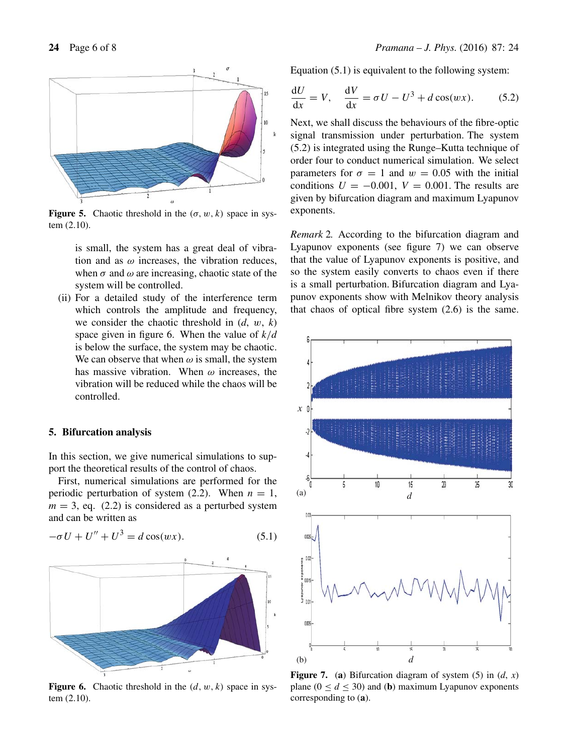Figure 5. Chaotic threshold in the $(\sigma, w, k)$ space in system (2.10).

is small, the system has a great deal of vibration and as $\omega$ increases, the vibration reduces, when $\sigma$ and $\omega$ are increasing, chaotic state of the system will be controlled.

(ii) For a detailed study of the interference term which controls the amplitude and frequency, we consider the chaotic threshold in $(d, w, k)$ space given in figure 6. When the value of $k/d$ is below the surface, the system may be chaotic. We can observe that when $\omega$ is small, the system has massive vibration. When $\omega$ increases, the vibration will be reduced while the chaos will be controlled.

## 5. Bifurcation analysis

In this section, we give numerical simulations to support the theoretical results of the control of chaos.

First, numerical simulations are performed for the periodic perturbation of system (2.2). When $n = 1$, $m = 3$, eq. (2.2) is considered as a perturbed system and can be written as

$$-\sigma U + U'' + U^3 = d\cos(wx). \tag{5.1}$$

Figure 6. Chaotic threshold in the $(d, w, k)$ space in system (2.10).

Equation (5.1) is equivalent to the following system:

$$\frac{\mathrm{d}U}{\mathrm{d}x} = V, \quad \frac{\mathrm{d}V}{\mathrm{d}x} = \sigma U - U^3 + d\cos(wx). \tag{5.2}$$

Next, we shall discuss the behaviours of the fibre-optic signal transmission under perturbation. The system (5.2) is integrated using the Runge–Kutta technique of order four to conduct numerical simulation. We select parameters for $\sigma = 1$ and $w = 0.05$ with the initial conditions $U = -0.001$, $V = 0.001$. The results are given by bifurcation diagram and maximum Lyapunov exponents.

*Remark* 2. According to the bifurcation diagram and Lyapunov exponents (see figure 7) we can observe that the value of Lyapunov exponents is positive, and so the system easily converts to chaos even if there is a small perturbation. Bifurcation diagram and Lyapunov exponents show with Melnikov theory analysis that chaos of optical fibre system (2.6) is the same.

Figure 7. (**a**) Bifurcation diagram of system (5) in $(d, x)$ plane $(0 \le d \le 30)$ and (**b**) maximum Lyapunov exponents corresponding to (**a**).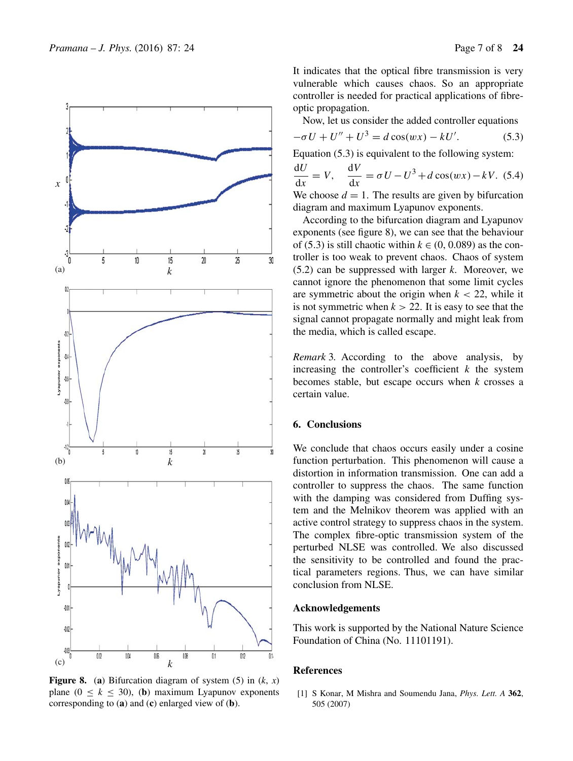It indicates that the optical fibre transmission is very vulnerable which causes chaos. So an appropriate controller is needed for practical applications of fibre-optic propagation.

Now, let us consider the added controller equations

$$-\sigma U + U'' + U^3 = d\cos(wx) - kU'. \tag{5.3}$$

Equation (5.3) is equivalent to the following system:

$$\frac{\mathrm{d}U}{\mathrm{d}x} = V, \quad \frac{\mathrm{d}V}{\mathrm{d}x} = \sigma U - U^3 + d\cos(wx) - kV. \tag{5.4}$$

We choose $d = 1$. The results are given by bifurcation diagram and maximum Lyapunov exponents.

According to the bifurcation diagram and Lyapunov exponents (see figure 8), we can see that the behaviour of (5.3) is still chaotic within $k \in (0, 0.089)$ as the controller is too weak to prevent chaos. Chaos of system (5.2) can be suppressed with larger $k$. Moreover, we cannot ignore the phenomenon that some limit cycles are symmetric about the origin when $k < 22$, while it is not symmetric when $k > 22$. It is easy to see that the signal cannot propagate normally and might leak from the media, which is called escape.

*Remark* 3. According to the above analysis, by increasing the controller's coefficient $k$ the system becomes stable, but escape occurs when $k$ crosses a certain value.

**Figure 8.** (**a**) Bifurcation diagram of system (5) in $(k, x)$ plane $(0 \le k \le 30)$, (**b**) maximum Lyapunov exponents corresponding to (**a**) and (**c**) enlarged view of (**b**).

## 6. Conclusions

We conclude that chaos occurs easily under a cosine function perturbation. This phenomenon will cause a distortion in information transmission. One can add a controller to suppress the chaos. The same function with the damping was considered from Duffing system and the Melnikov theorem was applied with an active control strategy to suppress chaos in the system. The complex fibre-optic transmission system of the perturbed NLSE was controlled. We also discussed the sensitivity to be controlled and found the practical parameters regions. Thus, we can have similar conclusion from NLSE.

## Acknowledgements

This work is supported by the National Nature Science Foundation of China (No. 11101191).

## References

[1] S Konar, M Mishra and Soumendu Jana, *Phys. Lett. A* **362**, 505 (2007)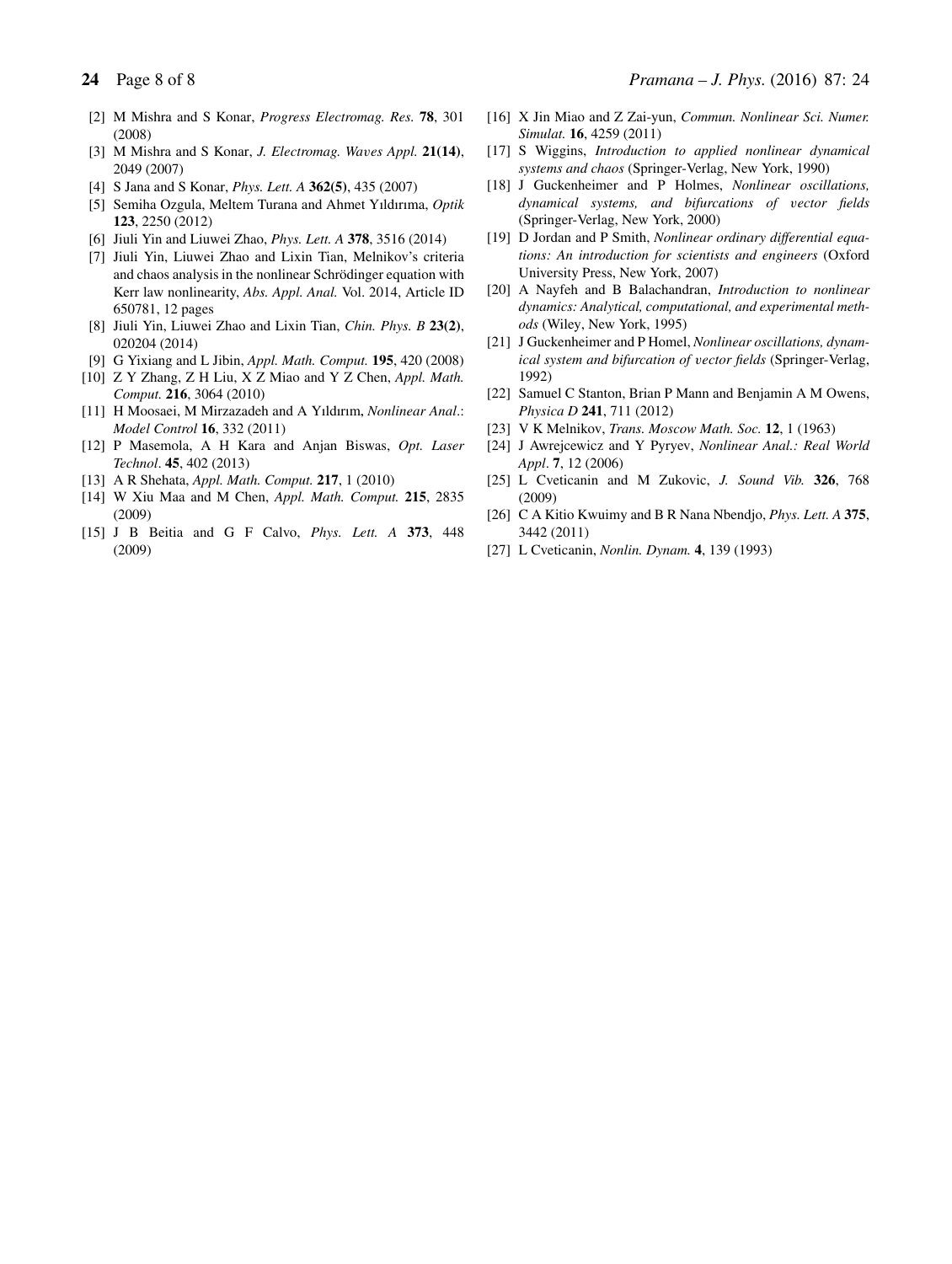[2] M Mishra and S Konar, *Progress Electromag. Res.* **78**, 301 (2008)

[3] M Mishra and S Konar, *J. Electromag. Waves Appl.* **21(14)**, 2049 (2007)

[4] S Jana and S Konar, *Phys. Lett. A* **362(5)**, 435 (2007)

[5] Semiha Ozgula, Meltem Turana and Ahmet Yıldırıma, *Optik* **123**, 2250 (2012)

[6] Jiuli Yin and Liuwei Zhao, *Phys. Lett. A* **378**, 3516 (2014)

[7] Jiuli Yin, Liuwei Zhao and Lixin Tian, Melnikov's criteria and chaos analysis in the nonlinear Schrödinger equation with Kerr law nonlinearity, *Abs. Appl. Anal.* Vol. 2014, Article ID 650781, 12 pages

[8] Jiuli Yin, Liuwei Zhao and Lixin Tian, *Chin. Phys. B* **23(2)**, 020204 (2014)

[9] G Yixiang and L Jibin, *Appl. Math. Comput.* **195**, 420 (2008)

[10] Z Y Zhang, Z H Liu, X Z Miao and Y Z Chen, *Appl. Math. Comput.* **216**, 3064 (2010)

[11] H Moosaei, M Mirzazadeh and A Yıldırım, *Nonlinear Anal.: Model Control* **16**, 332 (2011)

[12] P Masemola, A H Kara and Anjan Biswas, *Opt. Laser Technol*. **45**, 402 (2013)

[13] A R Shehata, *Appl. Math. Comput.* **217**, 1 (2010)

[14] W Xiu Maa and M Chen, *Appl. Math. Comput.* **215**, 2835 (2009)

[15] J B Beitia and G F Calvo, *Phys. Lett. A* **373**, 448 (2009)

[16] X Jin Miao and Z Zai-yun, *Commun. Nonlinear Sci. Numer. Simulat.* **16**, 4259 (2011)

[17] S Wiggins, *Introduction to applied nonlinear dynamical systems and chaos* (Springer-Verlag, New York, 1990)

[18] J Guckenheimer and P Holmes, *Nonlinear oscillations, dynamical systems, and bifurcations of vector fields* (Springer-Verlag, New York, 2000)

[19] D Jordan and P Smith, *Nonlinear ordinary differential equations: An introduction for scientists and engineers* (Oxford University Press, New York, 2007)

[20] A Nayfeh and B Balachandran, *Introduction to nonlinear dynamics: Analytical, computational, and experimental methods* (Wiley, New York, 1995)

[21] J Guckenheimer and P Homel, *Nonlinear oscillations, dynamical system and bifurcation of vector fields* (Springer-Verlag, 1992)

[22] Samuel C Stanton, Brian P Mann and Benjamin A M Owens, *Physica D* **241**, 711 (2012)

[23] V K Melnikov, *Trans. Moscow Math. Soc.* **12**, 1 (1963)

[24] J Awrejcewicz and Y Pyryev, *Nonlinear Anal.: Real World Appl*. **7**, 12 (2006)

[25] L Cveticanin and M Zukovic, *J. Sound Vib.* **326**, 768 (2009)

[26] C A Kitio Kwuimy and B R Nana Nbendjo, *Phys. Lett. A* **375**, 3442 (2011)

[27] L Cveticanin, *Nonlin. Dynam.* **4**, 139 (1993)